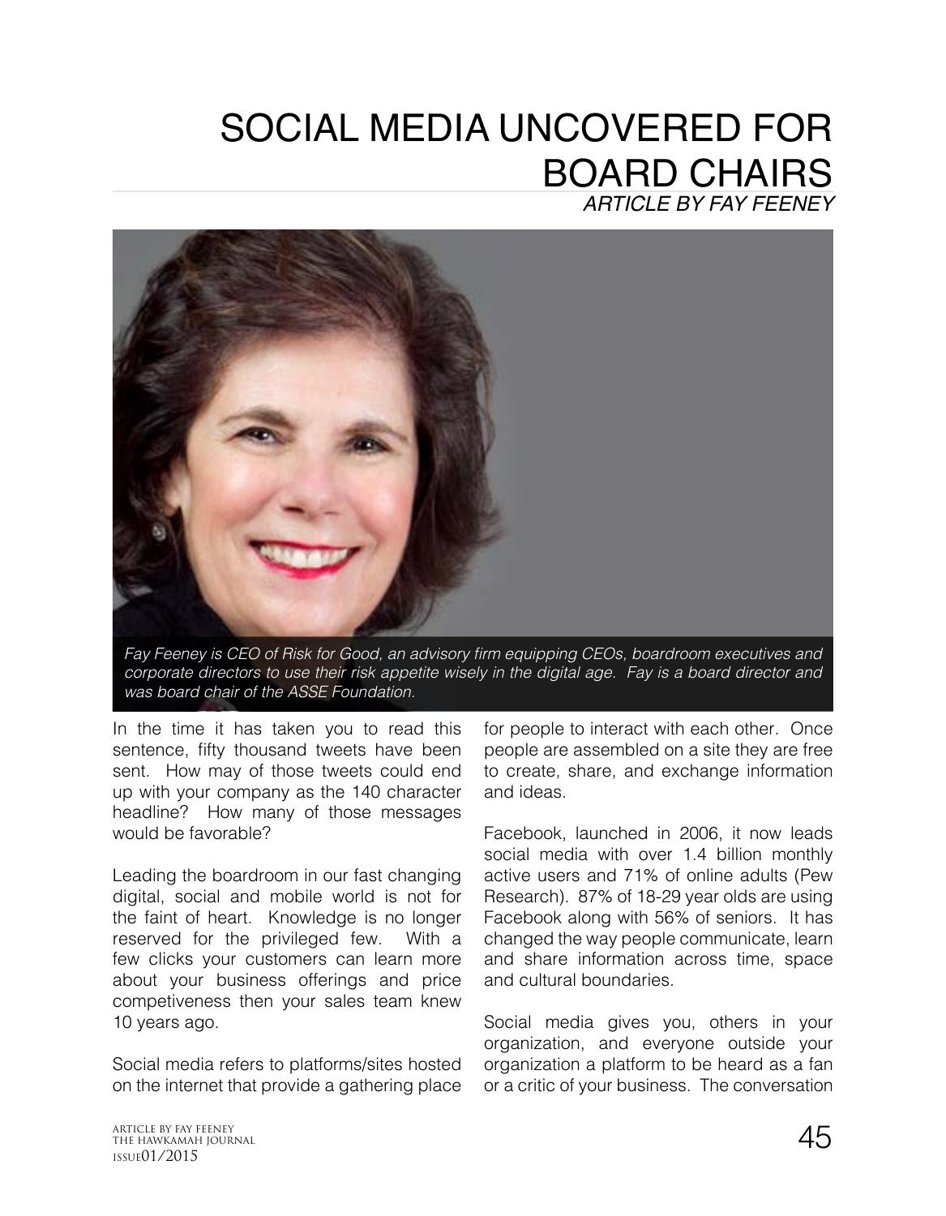# SOCIAL MEDIA UNCOVERED FOR BOARD CHAIRS

*ARTICLE BY FAY FEENEY*

*Fay Feeney is CEO of Risk for Good, an advisory firm equipping CEOs, boardroom executives and corporate directors to use their risk appetite wisely in the digital age. Fay is a board director and was board chair of the ASSE Foundation.*

In the time it has taken you to read this sentence, fifty thousand tweets have been sent. How may of those tweets could end up with your company as the 140 character headline? How many of those messages would be favorable?

Leading the boardroom in our fast changing digital, social and mobile world is not for the faint of heart. Knowledge is no longer reserved for the privileged few. With a few clicks your customers can learn more about your business offerings and price competiveness then your sales team knew 10 years ago.

Social media refers to platforms/sites hosted on the internet that provide a gathering place for people to interact with each other. Once people are assembled on a site they are free to create, share, and exchange information and ideas.

Facebook, launched in 2006, it now leads social media with over 1.4 billion monthly active users and 71% of online adults (Pew Research). 87% of 18-29 year olds are using Facebook along with 56% of seniors. It has changed the way people communicate, learn and share information across time, space and cultural boundaries.

Social media gives you, others in your organization, and everyone outside your organization a platform to be heard as a fan or a critic of your business. The conversation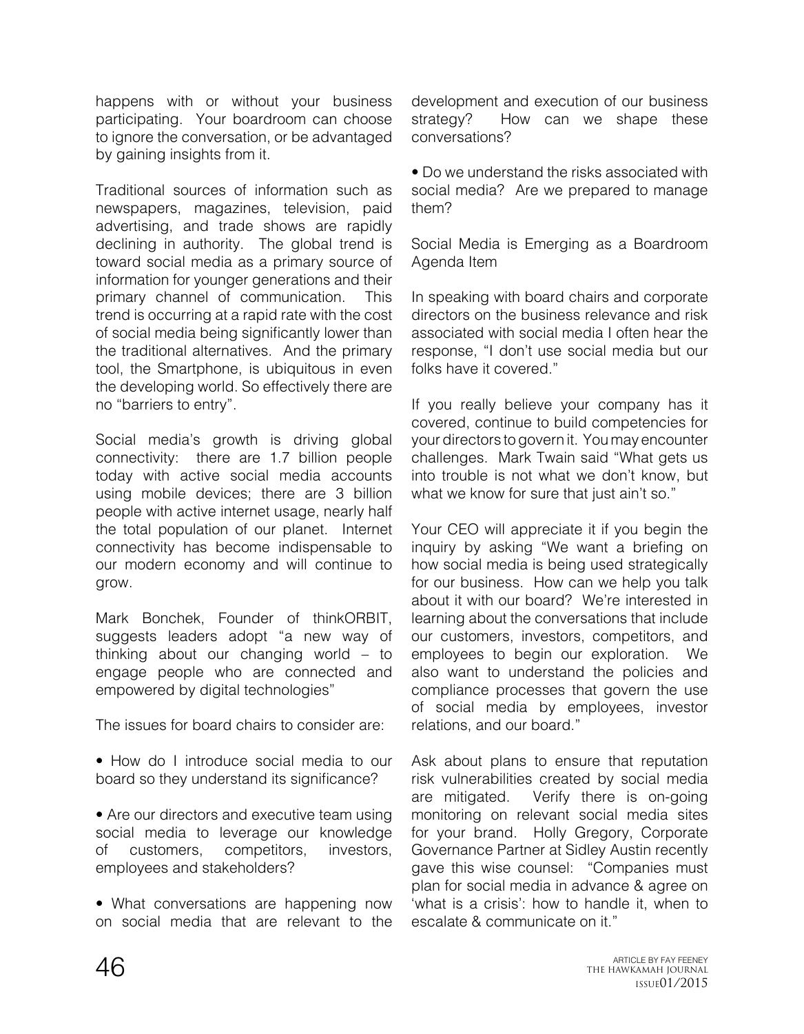happens with or without your business participating. Your boardroom can choose to ignore the conversation, or be advantaged by gaining insights from it.

Traditional sources of information such as newspapers, magazines, television, paid advertising, and trade shows are rapidly declining in authority. The global trend is toward social media as a primary source of information for younger generations and their primary channel of communication. This trend is occurring at a rapid rate with the cost of social media being significantly lower than the traditional alternatives. And the primary tool, the Smartphone, is ubiquitous in even the developing world. So effectively there are no "barriers to entry".

Social media's growth is driving global connectivity: there are 1.7 billion people today with active social media accounts using mobile devices; there are 3 billion people with active internet usage, nearly half the total population of our planet. Internet connectivity has become indispensable to our modern economy and will continue to grow.

Mark Bonchek, Founder of thinkORBIT, suggests leaders adopt "a new way of thinking about our changing world – to engage people who are connected and empowered by digital technologies"

The issues for board chairs to consider are:

- How do I introduce social media to our board so they understand its significance?
- Are our directors and executive team using social media to leverage our knowledge of customers, competitors, investors, employees and stakeholders?
- What conversations are happening now on social media that are relevant to the development and execution of our business strategy? How can we shape these conversations?
- Do we understand the risks associated with social media? Are we prepared to manage them?

## Social Media is Emerging as a Boardroom Agenda Item

In speaking with board chairs and corporate directors on the business relevance and risk associated with social media I often hear the response, "I don't use social media but our folks have it covered."

If you really believe your company has it covered, continue to build competencies for your directors to govern it. You may encounter challenges. Mark Twain said "What gets us into trouble is not what we don't know, but what we know for sure that just ain't so."

Your CEO will appreciate it if you begin the inquiry by asking "We want a briefing on how social media is being used strategically for our business. How can we help you talk about it with our board? We're interested in learning about the conversations that include our customers, investors, competitors, and employees to begin our exploration. We also want to understand the policies and compliance processes that govern the use of social media by employees, investor relations, and our board."

Ask about plans to ensure that reputation risk vulnerabilities created by social media are mitigated. Verify there is on-going monitoring on relevant social media sites for your brand. Holly Gregory, Corporate Governance Partner at Sidley Austin recently gave this wise counsel: "Companies must plan for social media in advance & agree on 'what is a crisis': how to handle it, when to escalate & communicate on it."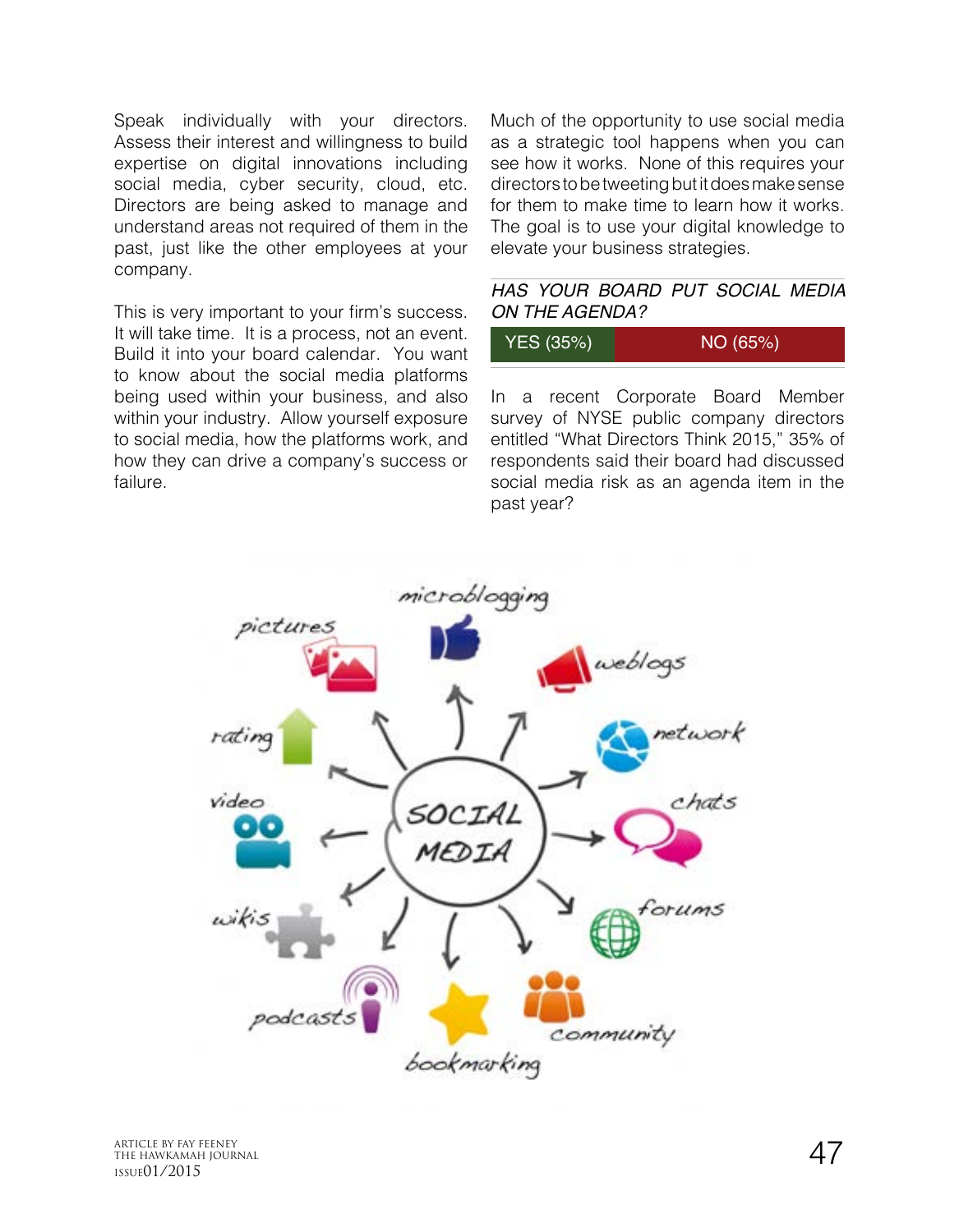Speak individually with your directors. Assess their interest and willingness to build expertise on digital innovations including social media, cyber security, cloud, etc. Directors are being asked to manage and understand areas not required of them in the past, just like the other employees at your company.

This is very important to your firm's success. It will take time. It is a process, not an event. Build it into your board calendar. You want to know about the social media platforms being used within your business, and also within your industry. Allow yourself exposure to social media, how the platforms work, and how they can drive a company's success or failure.

Much of the opportunity to use social media as a strategic tool happens when you can see how it works. None of this requires your directors to be tweeting but it does make sense for them to make time to learn how it works. The goal is to use your digital knowledge to elevate your business strategies.

*HAS YOUR BOARD PUT SOCIAL MEDIA ON THE AGENDA?*

| YES (35%) | NO (65%) |
|---|---|

In a recent Corporate Board Member survey of NYSE public company directors entitled "What Directors Think 2015," 35% of respondents said their board had discussed social media risk as an agenda item in the past year?

ARTICLE BY FAY FEENEY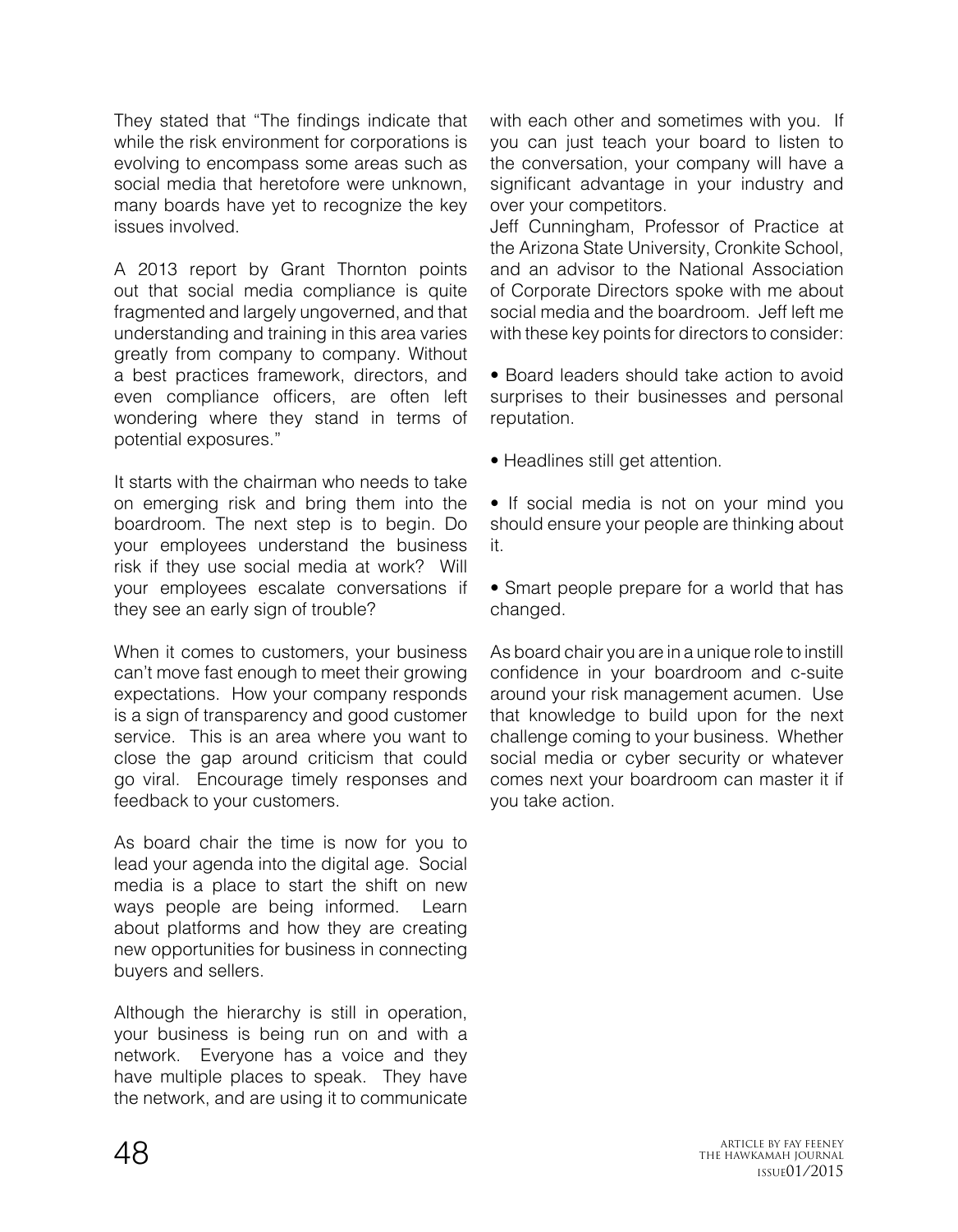They stated that "The findings indicate that while the risk environment for corporations is evolving to encompass some areas such as social media that heretofore were unknown, many boards have yet to recognize the key issues involved.

A 2013 report by Grant Thornton points out that social media compliance is quite fragmented and largely ungoverned, and that understanding and training in this area varies greatly from company to company. Without a best practices framework, directors, and even compliance officers, are often left wondering where they stand in terms of potential exposures."

It starts with the chairman who needs to take on emerging risk and bring them into the boardroom. The next step is to begin. Do your employees understand the business risk if they use social media at work? Will your employees escalate conversations if they see an early sign of trouble?

When it comes to customers, your business can't move fast enough to meet their growing expectations. How your company responds is a sign of transparency and good customer service. This is an area where you want to close the gap around criticism that could go viral. Encourage timely responses and feedback to your customers.

As board chair the time is now for you to lead your agenda into the digital age. Social media is a place to start the shift on new ways people are being informed. Learn about platforms and how they are creating new opportunities for business in connecting buyers and sellers.

Although the hierarchy is still in operation, your business is being run on and with a network. Everyone has a voice and they have multiple places to speak. They have the network, and are using it to communicate with each other and sometimes with you. If you can just teach your board to listen to the conversation, your company will have a significant advantage in your industry and over your competitors.

Jeff Cunningham, Professor of Practice at the Arizona State University, Cronkite School, and an advisor to the National Association of Corporate Directors spoke with me about social media and the boardroom. Jeff left me with these key points for directors to consider:

- Board leaders should take action to avoid surprises to their businesses and personal reputation.
- Headlines still get attention.
- If social media is not on your mind you should ensure your people are thinking about it.
- Smart people prepare for a world that has changed.

As board chair you are in a unique role to instill confidence in your boardroom and c-suite around your risk management acumen. Use that knowledge to build upon for the next challenge coming to your business. Whether social media or cyber security or whatever comes next your boardroom can master it if you take action.